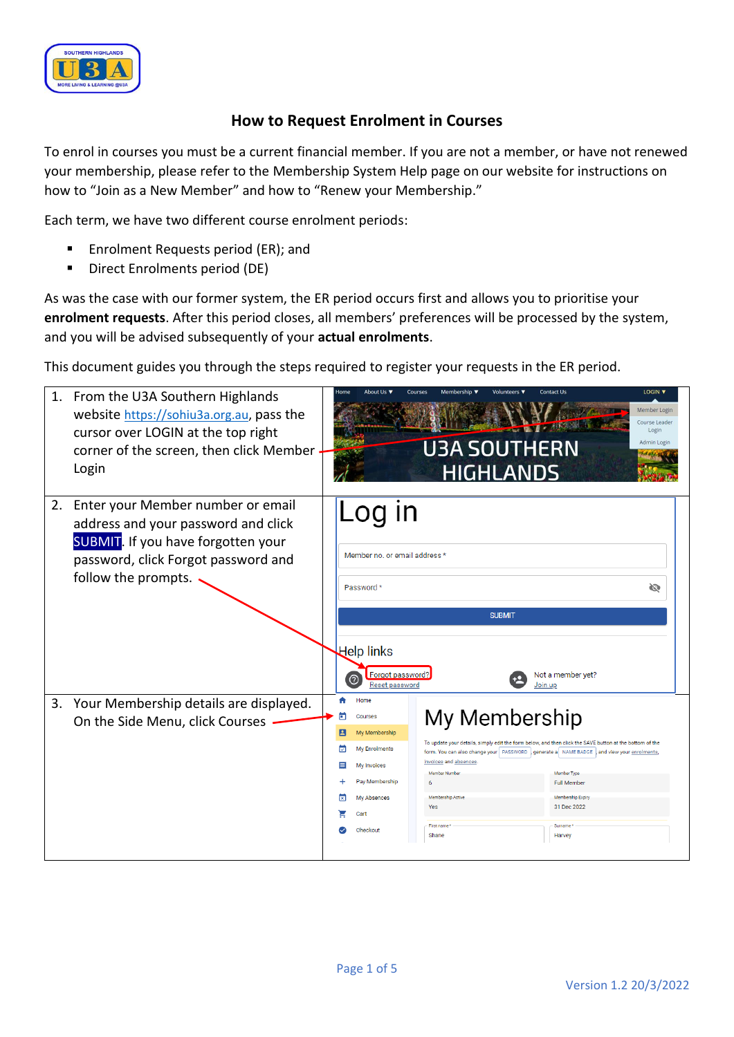# How to Request Enrolment in Courses

To enrol in courses you must be a current financial member. If you are not a member, or have not renewed your membership, please refer to the Membership System Help page on our website for instructions on how to "Join as a New Member" and how to "Renew your Membership."

Each term, we have two different course enrolment periods:

- Enrolment Requests period (ER); and
- Direct Enrolments period (DE)

As was the case with our former system, the ER period occurs first and allows you to prioritise your **enrolment requests**. After this period closes, all members' preferences will be processed by the system, and you will be advised subsequently of your **actual enrolments**.

This document guides you through the steps required to register your requests in the ER period.

| Step | |
|---|---|
| 1. From the U3A Southern Highlands website https://sohiu3a.org.au, pass the cursor over LOGIN at the top right corner of the screen, then click Member Login | |
| 2. Enter your Member number or email address and your password and click SUBMIT. If you have forgotten your password, click Forgot password and follow the prompts. | |
| 3. Your Membership details are displayed. On the Side Menu, click Courses | |

Version 1.2 20/3/2022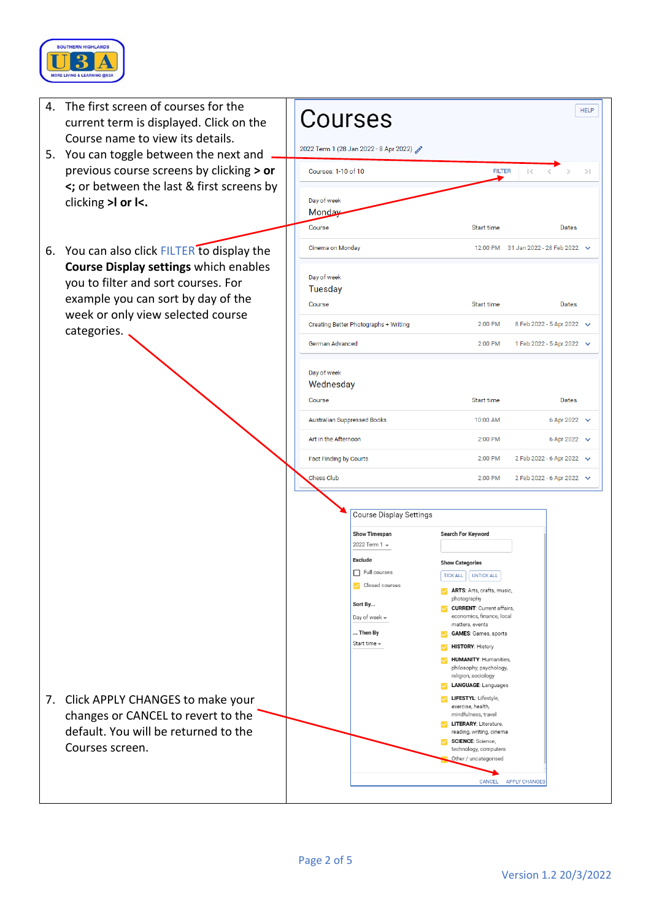4. The first screen of courses for the current term is displayed. Click on the Course name to view its details.
5. You can toggle between the next and previous course screens by clicking **> or <**; or between the last & first screens by clicking **>I or I<.**

6. You can also click FILTER to display the **Course Display settings** which enables you to filter and sort courses. For example you can sort by day of the week or only view selected course categories.

7. Click APPLY CHANGES to make your changes or CANCEL to revert to the default. You will be returned to the Courses screen.

# Courses

HELP

2022 Term 1 (28 Jan 2022 - 8 Apr 2022)

Courses: 1-10 of 10 FILTER I< < > >I

Day of week
Monday

| Course | Start time | Dates |
|---|---|---|
| Cinema on Monday | 12:00 PM | 31 Jan 2022 - 28 Feb 2022 |

Day of week
Tuesday

| Course | Start time | Dates |
|---|---|---|
| Creating Better Photographs + Writing | 2:00 PM | 8 Feb 2022 - 5 Apr 2022 |
| German Advanced | 2:00 PM | 1 Feb 2022 - 5 Apr 2022 |

Day of week
Wednesday

| Course | Start time | Dates |
|---|---|---|
| Australian Suppressed Books | 10:00 AM | 6 Apr 2022 |
| Art in the Afternoon | 2:00 PM | 6 Apr 2022 |
| Fact Finding by Courts | 2:00 PM | 2 Feb 2022 - 6 Apr 2022 |
| Chess Club | 2:00 PM | 2 Feb 2022 - 6 Apr 2022 |

**Course Display Settings**

**Show Timespan**
2022 Term 1

**Exclude**
- [ ] Full courses
- [x] Closed courses

**Sort By...**
Day of week

**... Then By**
Start time

**Search For Keyword**

**Show Categories**
TICK ALL UNTICK ALL

- [x] **ARTS**: Arts, crafts, music, photography
- [x] **CURRENT**: Current affairs, economics, finance, local matters, events
- [x] **GAMES**: Games, sports
- [x] **HISTORY**: History
- [x] **HUMANITY**: Humanities, philosophy, psychology, religion, sociology
- [x] **LANGUAGE**: Languages
- [x] **LIFESTYL**: Lifestyle, exercise, health, mindfulness, travel
- [x] **LITERARY**: Literature, reading, writing, cinema
- [x] **SCIENCE**: Science, technology, computers
- [x] Other / uncategorised

CANCEL APPLY CHANGES

Version 1.2 20/3/2022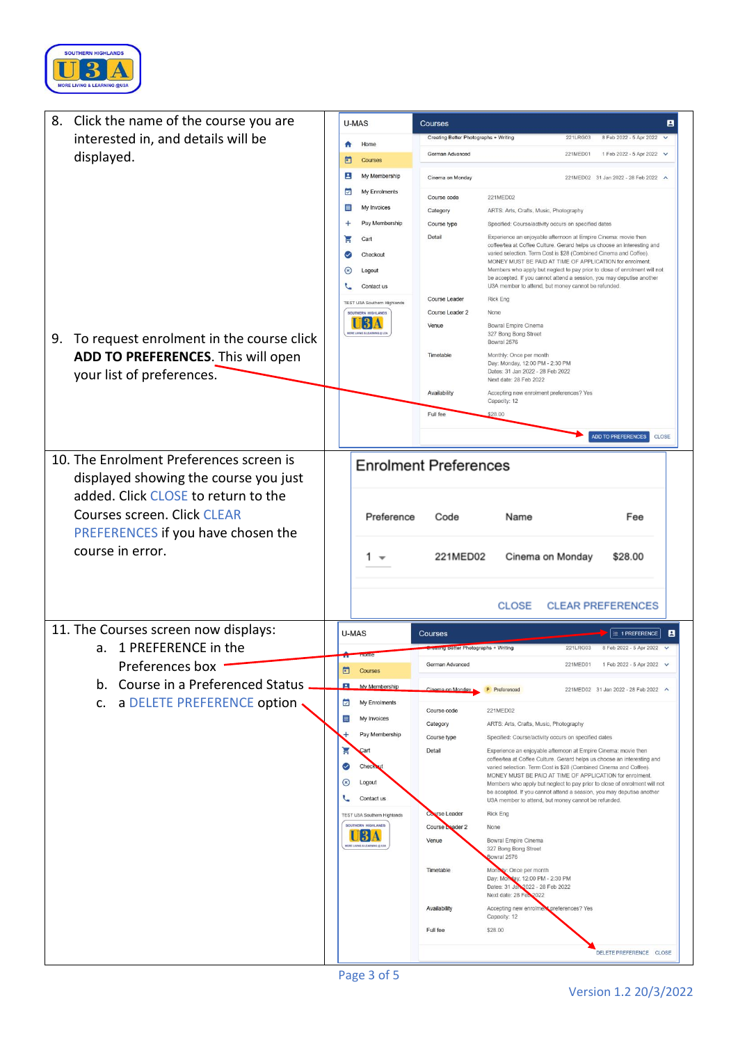8. Click the name of the course you are interested in, and details will be displayed.

9. To request enrolment in the course click **ADD TO PREFERENCES**. This will open your list of preferences.

10. The Enrolment Preferences screen is displayed showing the course you just added. Click CLOSE to return to the Courses screen. Click CLEAR PREFERENCES if you have chosen the course in error.

11. The Courses screen now displays:
    a. 1 PREFERENCE in the Preferences box
    b. Course in a Preferenced Status
    c. a DELETE PREFERENCE option

Version 1.2 20/3/2022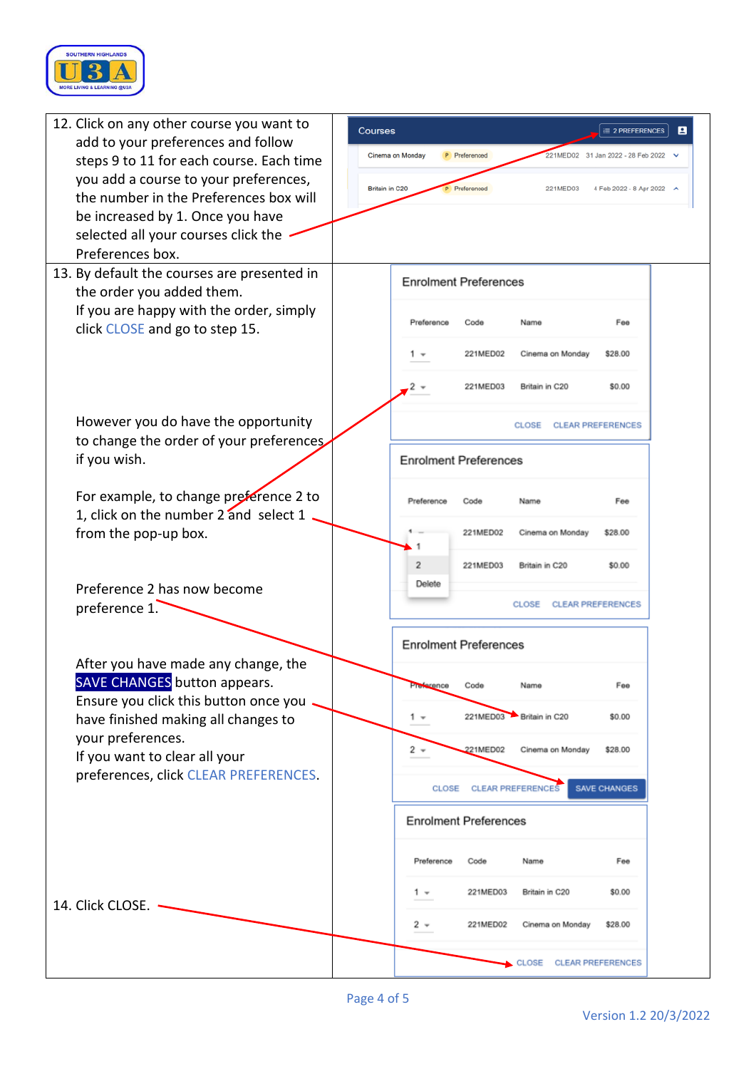12. Click on any other course you want to add to your preferences and follow steps 9 to 11 for each course. Each time you add a course to your preferences, the number in the Preferences box will be increased by 1. Once you have selected all your courses click the Preferences box.

| Courses | | | | ≡ 2 PREFERENCES |
|---|---|---|---|---|
| Cinema on Monday | P Preferenced | 221MED02 | 31 Jan 2022 - 28 Feb 2022 | |
| Britain in C20 | P Preferenced | 221MED03 | 4 Feb 2022 - 8 Apr 2022 | |

13. By default the courses are presented in the order you added them.
    If you are happy with the order, simply click CLOSE and go to step 15.

**Enrolment Preferences**

| Preference | Code | Name | Fee |
|---|---|---|---|
| 1 | 221MED02 | Cinema on Monday | $28.00 |
| 2 | 221MED03 | Britain in C20 | $0.00 |

CLOSE CLEAR PREFERENCES

However you do have the opportunity to change the order of your preferences if you wish.

For example, to change preference 2 to 1, click on the number 2 and select 1 from the pop-up box.

**Enrolment Preferences**

| Preference | Code | Name | Fee |
|---|---|---|---|
| 1 | 221MED02 | Cinema on Monday | $28.00 |
| 2 | 221MED03 | Britain in C20 | $0.00 |

Pop-up box: 1, 2, Delete

CLOSE CLEAR PREFERENCES

Preference 2 has now become preference 1.

After you have made any change, the SAVE CHANGES button appears.
Ensure you click this button once you have finished making all changes to your preferences.
If you want to clear all your preferences, click CLEAR PREFERENCES.

**Enrolment Preferences**

| Preference | Code | Name | Fee |
|---|---|---|---|
| 1 | 221MED03 | Britain in C20 | $0.00 |
| 2 | 221MED02 | Cinema on Monday | $28.00 |

CLOSE CLEAR PREFERENCES SAVE CHANGES

14. Click CLOSE.

**Enrolment Preferences**

| Preference | Code | Name | Fee |
|---|---|---|---|
| 1 | 221MED03 | Britain in C20 | $0.00 |
| 2 | 221MED02 | Cinema on Monday | $28.00 |

CLOSE CLEAR PREFERENCES

Version 1.2 20/3/2022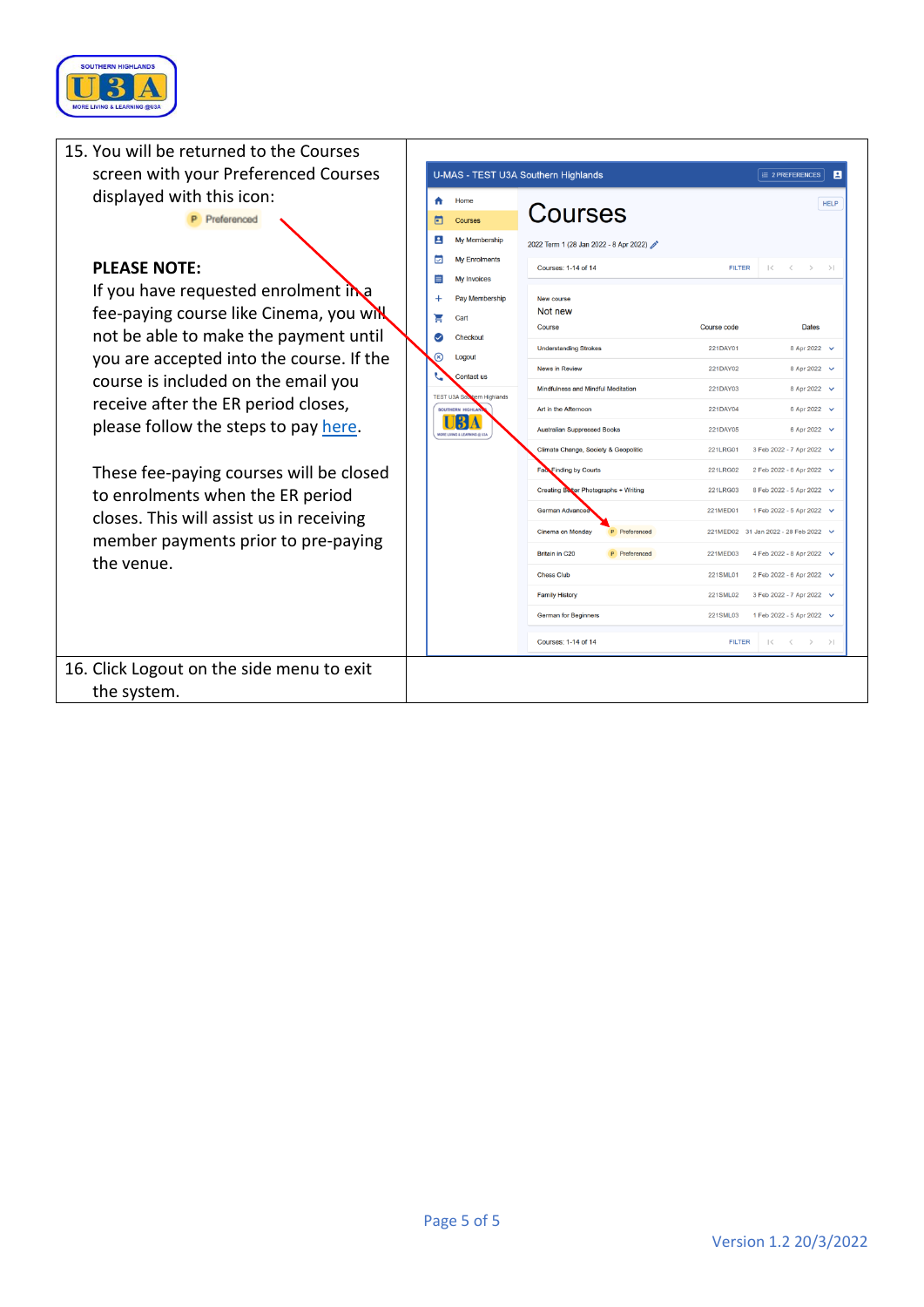15. You will be returned to the Courses screen with your Preferenced Courses displayed with this icon:

P Preferenced

**PLEASE NOTE:**

If you have requested enrolment in a fee-paying course like Cinema, you will not be able to make the payment until you are accepted into the course. If the course is included on the email you receive after the ER period closes, please follow the steps to pay here.

These fee-paying courses will be closed to enrolments when the ER period closes. This will assist us in receiving member payments prior to pre-paying the venue.

16. Click Logout on the side menu to exit the system.

Version 1.2 20/3/2022